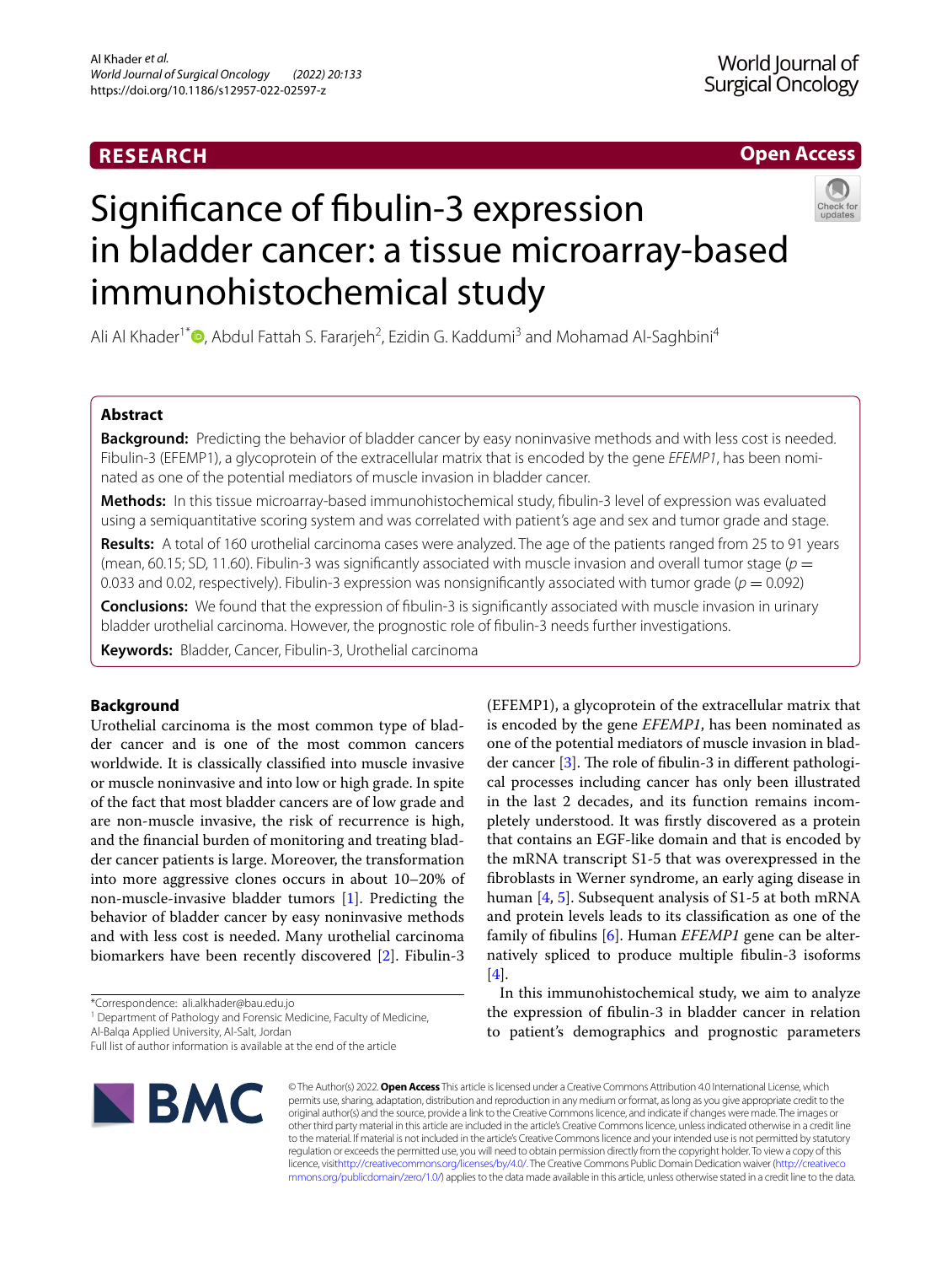RESEARCH

Open Access

# Significance of fibulin-3 expression in bladder cancer: a tissue microarray-based immunohistochemical study

Ali Al Khader[1*], Abdul Fattah S. Fararjeh[2], Ezidin G. Kaddumi[3] and Mohamad Al-Saghbini[4]

## Abstract

**Background:** Predicting the behavior of bladder cancer by easy noninvasive methods and with less cost is needed. Fibulin-3 (EFEMP1), a glycoprotein of the extracellular matrix that is encoded by the gene *EFEMP1*, has been nominated as one of the potential mediators of muscle invasion in bladder cancer.

**Methods:** In this tissue microarray-based immunohistochemical study, fibulin-3 level of expression was evaluated using a semiquantitative scoring system and was correlated with patient's age and sex and tumor grade and stage.

**Results:** A total of 160 urothelial carcinoma cases were analyzed. The age of the patients ranged from 25 to 91 years (mean, 60.15; SD, 11.60). Fibulin-3 was significantly associated with muscle invasion and overall tumor stage ($p = 0.033$ and 0.02, respectively). Fibulin-3 expression was nonsignificantly associated with tumor grade ($p = 0.092$)

**Conclusions:** We found that the expression of fibulin-3 is significantly associated with muscle invasion in urinary bladder urothelial carcinoma. However, the prognostic role of fibulin-3 needs further investigations.

**Keywords:** Bladder, Cancer, Fibulin-3, Urothelial carcinoma

## Background

Urothelial carcinoma is the most common type of bladder cancer and is one of the most common cancers worldwide. It is classically classified into muscle invasive or muscle noninvasive and into low or high grade. In spite of the fact that most bladder cancers are of low grade and are non-muscle invasive, the risk of recurrence is high, and the financial burden of monitoring and treating bladder cancer patients is large. Moreover, the transformation into more aggressive clones occurs in about 10–20% of non-muscle-invasive bladder tumors [1]. Predicting the behavior of bladder cancer by easy noninvasive methods and with less cost is needed. Many urothelial carcinoma biomarkers have been recently discovered [2]. Fibulin-3 (EFEMP1), a glycoprotein of the extracellular matrix that is encoded by the gene *EFEMP1*, has been nominated as one of the potential mediators of muscle invasion in bladder cancer [3]. The role of fibulin-3 in different pathological processes including cancer has only been illustrated in the last 2 decades, and its function remains incompletely understood. It was firstly discovered as a protein that contains an EGF-like domain and that is encoded by the mRNA transcript S1-5 that was overexpressed in the fibroblasts in Werner syndrome, an early aging disease in human [4, 5]. Subsequent analysis of S1-5 at both mRNA and protein levels leads to its classification as one of the family of fibulins [6]. Human *EFEMP1* gene can be alternatively spliced to produce multiple fibulin-3 isoforms [4].

In this immunohistochemical study, we aim to analyze the expression of fibulin-3 in bladder cancer in relation to patient's demographics and prognostic parameters

*Correspondence: ali.alkhader@bau.edu.jo
[1] Department of Pathology and Forensic Medicine, Faculty of Medicine, Al-Balqa Applied University, Al-Salt, Jordan
Full list of author information is available at the end of the article

© The Author(s) 2022. **Open Access** This article is licensed under a Creative Commons Attribution 4.0 International License, which permits use, sharing, adaptation, distribution and reproduction in any medium or format, as long as you give appropriate credit to the original author(s) and the source, provide a link to the Creative Commons licence, and indicate if changes were made. The images or other third party material in this article are included in the article's Creative Commons licence, unless indicated otherwise in a credit line to the material. If material is not included in the article's Creative Commons licence and your intended use is not permitted by statutory regulation or exceeds the permitted use, you will need to obtain permission directly from the copyright holder. To view a copy of this licence, visit http://creativecommons.org/licenses/by/4.0/. The Creative Commons Public Domain Dedication waiver (http://creativecommons.org/publicdomain/zero/1.0/) applies to the data made available in this article, unless otherwise stated in a credit line to the data.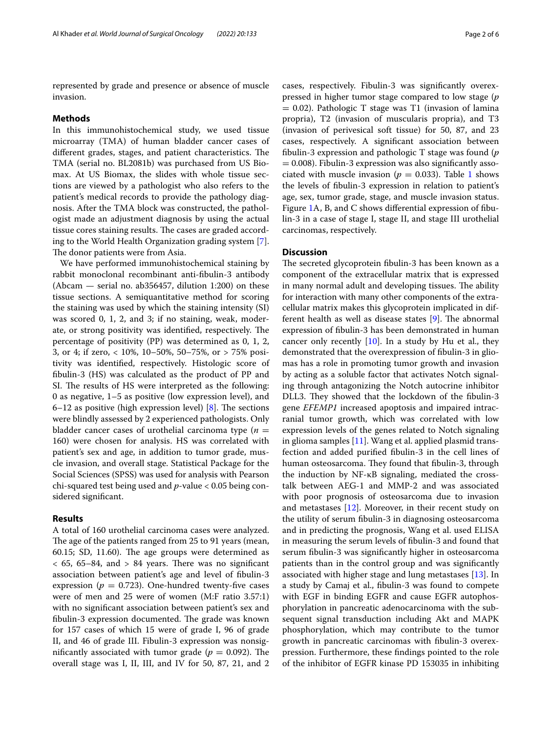represented by grade and presence or absence of muscle invasion.

## Methods

In this immunohistochemical study, we used tissue microarray (TMA) of human bladder cancer cases of different grades, stages, and patient characteristics. The TMA (serial no. BL2081b) was purchased from US Biomax. At US Biomax, the slides with whole tissue sections are viewed by a pathologist who also refers to the patient's medical records to provide the pathology diagnosis. After the TMA block was constructed, the pathologist made an adjustment diagnosis by using the actual tissue cores staining results. The cases are graded according to the World Health Organization grading system [7]. The donor patients were from Asia.

We have performed immunohistochemical staining by rabbit monoclonal recombinant anti-fibulin-3 antibody (Abcam — serial no. ab356457, dilution 1:200) on these tissue sections. A semiquantitative method for scoring the staining was used by which the staining intensity (SI) was scored 0, 1, 2, and 3; if no staining, weak, moderate, or strong positivity was identified, respectively. The percentage of positivity (PP) was determined as 0, 1, 2, 3, or 4; if zero, < 10%, 10–50%, 50–75%, or > 75% positivity was identified, respectively. Histologic score of fibulin-3 (HS) was calculated as the product of PP and SI. The results of HS were interpreted as the following: 0 as negative, 1–5 as positive (low expression level), and 6–12 as positive (high expression level) [8]. The sections were blindly assessed by 2 experienced pathologists. Only bladder cancer cases of urothelial carcinoma type ($n$ = 160) were chosen for analysis. HS was correlated with patient's sex and age, in addition to tumor grade, muscle invasion, and overall stage. Statistical Package for the Social Sciences (SPSS) was used for analysis with Pearson chi-squared test being used and $p$-value < 0.05 being considered significant.

## Results

A total of 160 urothelial carcinoma cases were analyzed. The age of the patients ranged from 25 to 91 years (mean, 60.15; SD, 11.60). The age groups were determined as < 65, 65–84, and > 84 years. There was no significant association between patient's age and level of fibulin-3 expression ($p$ = 0.723). One-hundred twenty-five cases were of men and 25 were of women (M:F ratio 3.57:1) with no significant association between patient's sex and fibulin-3 expression documented. The grade was known for 157 cases of which 15 were of grade I, 96 of grade II, and 46 of grade III. Fibulin-3 expression was nonsignificantly associated with tumor grade ($p$ = 0.092). The overall stage was I, II, III, and IV for 50, 87, 21, and 2 cases, respectively. Fibulin-3 was significantly overexpressed in higher tumor stage compared to low stage ($p$ = 0.02). Pathologic T stage was T1 (invasion of lamina propria), T2 (invasion of muscularis propria), and T3 (invasion of perivesical soft tissue) for 50, 87, and 23 cases, respectively. A significant association between fibulin-3 expression and pathologic T stage was found ($p$ = 0.008). Fibulin-3 expression was also significantly associated with muscle invasion ($p$ = 0.033). Table 1 shows the levels of fibulin-3 expression in relation to patient's age, sex, tumor grade, stage, and muscle invasion status. Figure 1A, B, and C shows differential expression of fibulin-3 in a case of stage I, stage II, and stage III urothelial carcinomas, respectively.

## Discussion

The secreted glycoprotein fibulin-3 has been known as a component of the extracellular matrix that is expressed in many normal adult and developing tissues. The ability for interaction with many other components of the extracellular matrix makes this glycoprotein implicated in different health as well as disease states [9]. The abnormal expression of fibulin-3 has been demonstrated in human cancer only recently [10]. In a study by Hu et al., they demonstrated that the overexpression of fibulin-3 in gliomas has a role in promoting tumor growth and invasion by acting as a soluble factor that activates Notch signaling through antagonizing the Notch autocrine inhibitor DLL3. They showed that the lockdown of the fibulin-3 gene *EFEMP1* increased apoptosis and impaired intracranial tumor growth, which was correlated with low expression levels of the genes related to Notch signaling in glioma samples [11]. Wang et al. applied plasmid transfection and added purified fibulin-3 in the cell lines of human osteosarcoma. They found that fibulin-3, through the induction by NF-κB signaling, mediated the crosstalk between AEG-1 and MMP-2 and was associated with poor prognosis of osteosarcoma due to invasion and metastases [12]. Moreover, in their recent study on the utility of serum fibulin-3 in diagnosing osteosarcoma and in predicting the prognosis, Wang et al. used ELISA in measuring the serum levels of fibulin-3 and found that serum fibulin-3 was significantly higher in osteosarcoma patients than in the control group and was significantly associated with higher stage and lung metastases [13]. In a study by Camaj et al., fibulin-3 was found to compete with EGF in binding EGFR and cause EGFR autophosphorylation in pancreatic adenocarcinoma with the subsequent signal transduction including Akt and MAPK phosphorylation, which may contribute to the tumor growth in pancreatic carcinomas with fibulin-3 overexpression. Furthermore, these findings pointed to the role of the inhibitor of EGFR kinase PD 153035 in inhibiting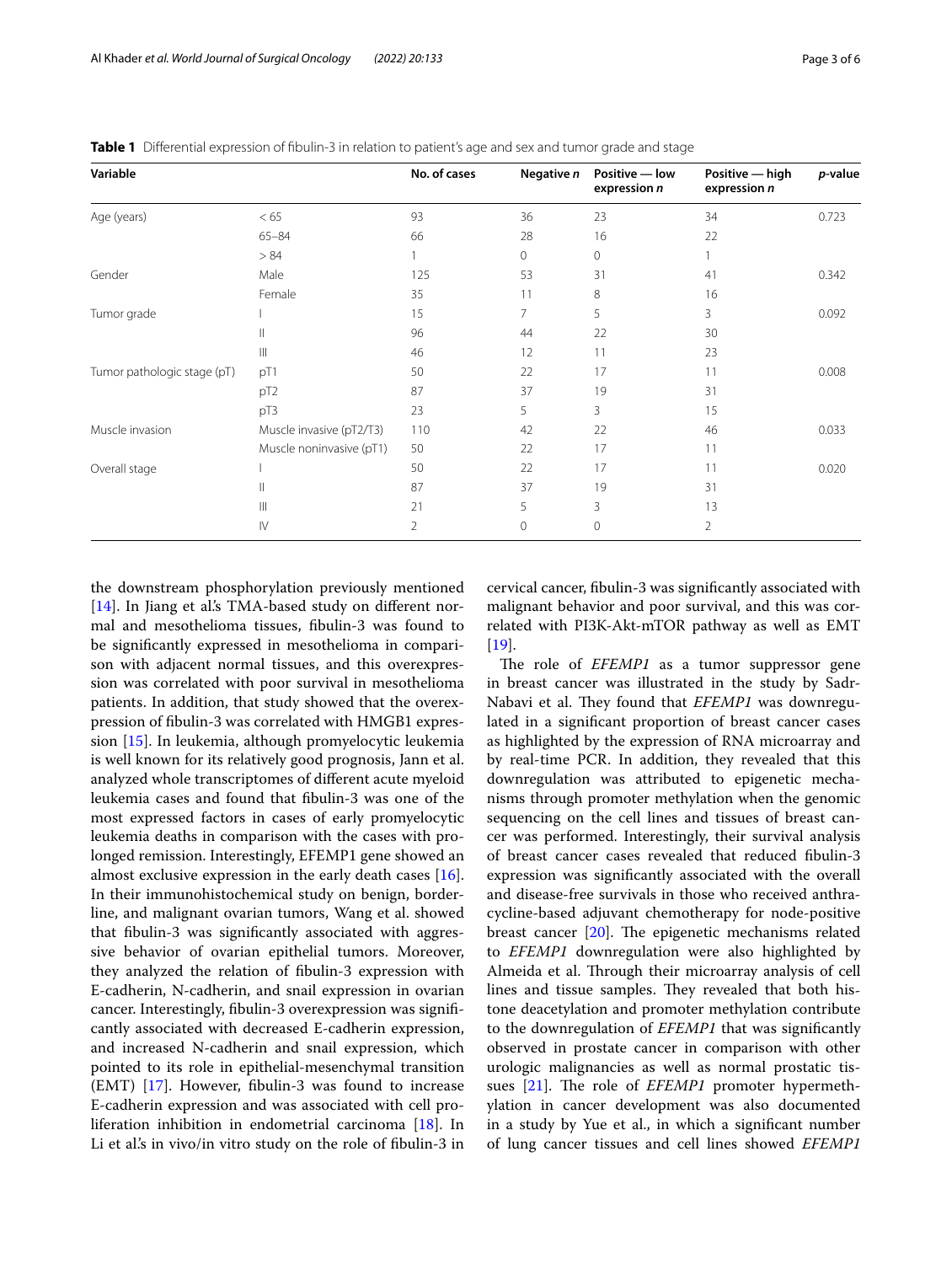**Table 1** Differential expression of fibulin-3 in relation to patient's age and sex and tumor grade and stage

| Variable | | No. of cases | Negative *n* | Positive — low expression *n* | Positive — high expression *n* | *p*-value |
|---|---|---|---|---|---|---|
| Age (years) | < 65 | 93 | 36 | 23 | 34 | 0.723 |
| | 65–84 | 66 | 28 | 16 | 22 | |
| | > 84 | 1 | 0 | 0 | 1 | |
| Gender | Male | 125 | 53 | 31 | 41 | 0.342 |
| | Female | 35 | 11 | 8 | 16 | |
| Tumor grade | I | 15 | 7 | 5 | 3 | 0.092 |
| | II | 96 | 44 | 22 | 30 | |
| | III | 46 | 12 | 11 | 23 | |
| Tumor pathologic stage (pT) | pT1 | 50 | 22 | 17 | 11 | 0.008 |
| | pT2 | 87 | 37 | 19 | 31 | |
| | pT3 | 23 | 5 | 3 | 15 | |
| Muscle invasion | Muscle invasive (pT2/T3) | 110 | 42 | 22 | 46 | 0.033 |
| | Muscle noninvasive (pT1) | 50 | 22 | 17 | 11 | |
| Overall stage | I | 50 | 22 | 17 | 11 | 0.020 |
| | II | 87 | 37 | 19 | 31 | |
| | III | 21 | 5 | 3 | 13 | |
| | IV | 2 | 0 | 0 | 2 | |

the downstream phosphorylation previously mentioned [14]. In Jiang et al.'s TMA-based study on different normal and mesothelioma tissues, fibulin-3 was found to be significantly expressed in mesothelioma in comparison with adjacent normal tissues, and this overexpression was correlated with poor survival in mesothelioma patients. In addition, that study showed that the overexpression of fibulin-3 was correlated with HMGB1 expression [15]. In leukemia, although promyelocytic leukemia is well known for its relatively good prognosis, Jann et al. analyzed whole transcriptomes of different acute myeloid leukemia cases and found that fibulin-3 was one of the most expressed factors in cases of early promyelocytic leukemia deaths in comparison with the cases with prolonged remission. Interestingly, EFEMP1 gene showed an almost exclusive expression in the early death cases [16]. In their immunohistochemical study on benign, borderline, and malignant ovarian tumors, Wang et al. showed that fibulin-3 was significantly associated with aggressive behavior of ovarian epithelial tumors. Moreover, they analyzed the relation of fibulin-3 expression with E-cadherin, N-cadherin, and snail expression in ovarian cancer. Interestingly, fibulin-3 overexpression was significantly associated with decreased E-cadherin expression, and increased N-cadherin and snail expression, which pointed to its role in epithelial-mesenchymal transition (EMT) [17]. However, fibulin-3 was found to increase E-cadherin expression and was associated with cell proliferation inhibition in endometrial carcinoma [18]. In Li et al.'s in vivo/in vitro study on the role of fibulin-3 in cervical cancer, fibulin-3 was significantly associated with malignant behavior and poor survival, and this was correlated with PI3K-Akt-mTOR pathway as well as EMT [19].

The role of *EFEMP1* as a tumor suppressor gene in breast cancer was illustrated in the study by Sadr-Nabavi et al. They found that *EFEMP1* was downregulated in a significant proportion of breast cancer cases as highlighted by the expression of RNA microarray and by real-time PCR. In addition, they revealed that this downregulation was attributed to epigenetic mechanisms through promoter methylation when the genomic sequencing on the cell lines and tissues of breast cancer was performed. Interestingly, their survival analysis of breast cancer cases revealed that reduced fibulin-3 expression was significantly associated with the overall and disease-free survivals in those who received anthracycline-based adjuvant chemotherapy for node-positive breast cancer [20]. The epigenetic mechanisms related to *EFEMP1* downregulation were also highlighted by Almeida et al. Through their microarray analysis of cell lines and tissue samples. They revealed that both histone deacetylation and promoter methylation contribute to the downregulation of *EFEMP1* that was significantly observed in prostate cancer in comparison with other urologic malignancies as well as normal prostatic tissues [21]. The role of *EFEMP1* promoter hypermethylation in cancer development was also documented in a study by Yue et al., in which a significant number of lung cancer tissues and cell lines showed *EFEMP1*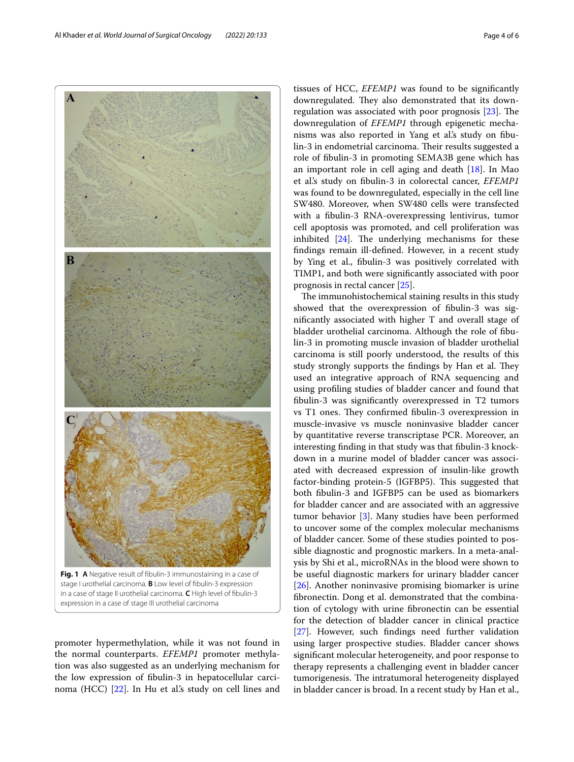**Fig. 1** **A** Negative result of fibulin-3 immunostaining in a case of stage I urothelial carcinoma. **B** Low level of fibulin-3 expression in a case of stage II urothelial carcinoma. **C** High level of fibulin-3 expression in a case of stage III urothelial carcinoma

promoter hypermethylation, while it was not found in the normal counterparts. *EFEMP1* promoter methylation was also suggested as an underlying mechanism for the low expression of fibulin-3 in hepatocellular carcinoma (HCC) [22]. In Hu et al.'s study on cell lines and tissues of HCC, *EFEMP1* was found to be significantly downregulated. They also demonstrated that its downregulation was associated with poor prognosis [23]. The downregulation of *EFEMP1* through epigenetic mechanisms was also reported in Yang et al.'s study on fibulin-3 in endometrial carcinoma. Their results suggested a role of fibulin-3 in promoting SEMA3B gene which has an important role in cell aging and death [18]. In Mao et al.'s study on fibulin-3 in colorectal cancer, *EFEMP1* was found to be downregulated, especially in the cell line SW480. Moreover, when SW480 cells were transfected with a fibulin-3 RNA-overexpressing lentivirus, tumor cell apoptosis was promoted, and cell proliferation was inhibited [24]. The underlying mechanisms for these findings remain ill-defined. However, in a recent study by Ying et al., fibulin-3 was positively correlated with TIMP1, and both were significantly associated with poor prognosis in rectal cancer [25].

The immunohistochemical staining results in this study showed that the overexpression of fibulin-3 was significantly associated with higher T and overall stage of bladder urothelial carcinoma. Although the role of fibulin-3 in promoting muscle invasion of bladder urothelial carcinoma is still poorly understood, the results of this study strongly supports the findings by Han et al. They used an integrative approach of RNA sequencing and using profiling studies of bladder cancer and found that fibulin-3 was significantly overexpressed in T2 tumors vs T1 ones. They confirmed fibulin-3 overexpression in muscle-invasive vs muscle noninvasive bladder cancer by quantitative reverse transcriptase PCR. Moreover, an interesting finding in that study was that fibulin-3 knockdown in a murine model of bladder cancer was associated with decreased expression of insulin-like growth factor-binding protein-5 (IGFBP5). This suggested that both fibulin-3 and IGFBP5 can be used as biomarkers for bladder cancer and are associated with an aggressive tumor behavior [3]. Many studies have been performed to uncover some of the complex molecular mechanisms of bladder cancer. Some of these studies pointed to possible diagnostic and prognostic markers. In a meta-analysis by Shi et al., microRNAs in the blood were shown to be useful diagnostic markers for urinary bladder cancer [26]. Another noninvasive promising biomarker is urine fibronectin. Dong et al. demonstrated that the combination of cytology with urine fibronectin can be essential for the detection of bladder cancer in clinical practice [27]. However, such findings need further validation using larger prospective studies. Bladder cancer shows significant molecular heterogeneity, and poor response to therapy represents a challenging event in bladder cancer tumorigenesis. The intratumoral heterogeneity displayed in bladder cancer is broad. In a recent study by Han et al.,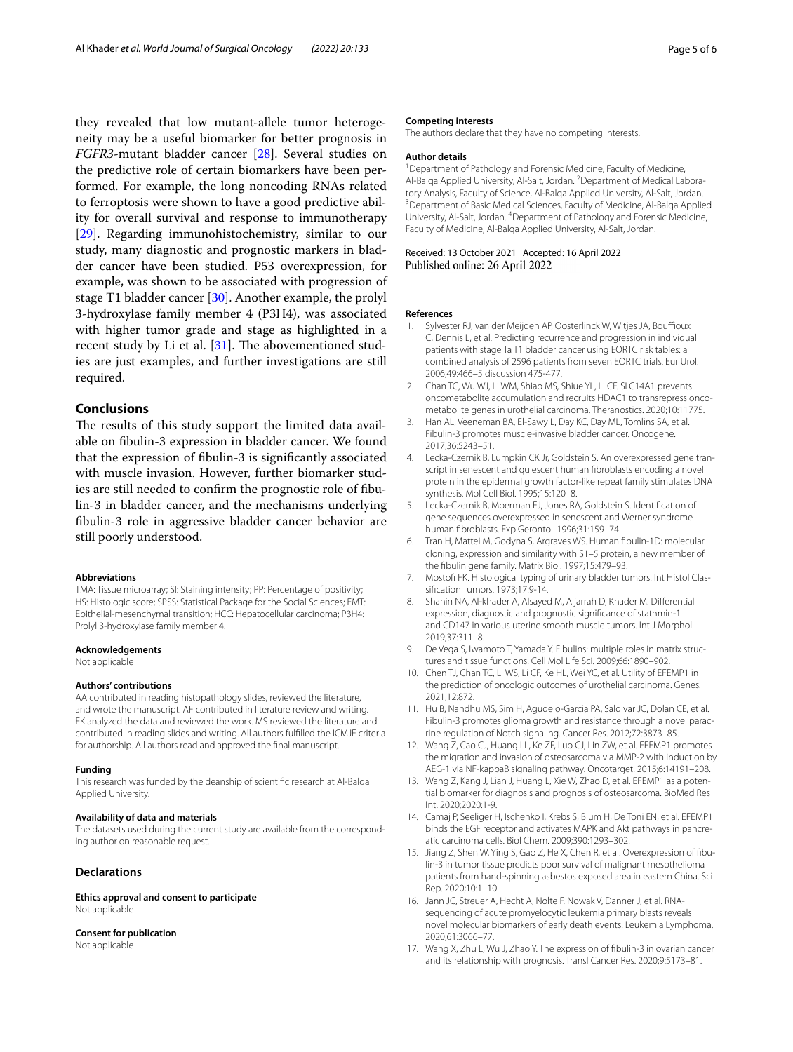they revealed that low mutant-allele tumor heterogeneity may be a useful biomarker for better prognosis in *FGFR3*-mutant bladder cancer [28]. Several studies on the predictive role of certain biomarkers have been performed. For example, the long noncoding RNAs related to ferroptosis were shown to have a good predictive ability for overall survival and response to immunotherapy [29]. Regarding immunohistochemistry, similar to our study, many diagnostic and prognostic markers in bladder cancer have been studied. P53 overexpression, for example, was shown to be associated with progression of stage T1 bladder cancer [30]. Another example, the prolyl 3-hydroxylase family member 4 (P3H4), was associated with higher tumor grade and stage as highlighted in a recent study by Li et al. [31]. The abovementioned studies are just examples, and further investigations are still required.

## Conclusions

The results of this study support the limited data available on fibulin-3 expression in bladder cancer. We found that the expression of fibulin-3 is significantly associated with muscle invasion. However, further biomarker studies are still needed to confirm the prognostic role of fibulin-3 in bladder cancer, and the mechanisms underlying fibulin-3 role in aggressive bladder cancer behavior are still poorly understood.

#### Abbreviations
TMA: Tissue microarray; SI: Staining intensity; PP: Percentage of positivity; HS: Histologic score; SPSS: Statistical Package for the Social Sciences; EMT: Epithelial-mesenchymal transition; HCC: Hepatocellular carcinoma; P3H4: Prolyl 3-hydroxylase family member 4.

#### Acknowledgements
Not applicable

#### Authors' contributions
AA contributed in reading histopathology slides, reviewed the literature, and wrote the manuscript. AF contributed in literature review and writing. EK analyzed the data and reviewed the work. MS reviewed the literature and contributed in reading slides and writing. All authors fulfilled the ICMJE criteria for authorship. All authors read and approved the final manuscript.

#### Funding
This research was funded by the deanship of scientific research at Al-Balqa Applied University.

#### Availability of data and materials
The datasets used during the current study are available from the corresponding author on reasonable request.

### Declarations

#### Ethics approval and consent to participate
Not applicable

#### Consent for publication
Not applicable

#### Competing interests
The authors declare that they have no competing interests.

#### Author details
[1]Department of Pathology and Forensic Medicine, Faculty of Medicine, Al-Balqa Applied University, Al-Salt, Jordan. [2]Department of Medical Laboratory Analysis, Faculty of Science, Al-Balqa Applied University, Al-Salt, Jordan. [3]Department of Basic Medical Sciences, Faculty of Medicine, Al-Balqa Applied University, Al-Salt, Jordan. [4]Department of Pathology and Forensic Medicine, Faculty of Medicine, Al-Balqa Applied University, Al-Salt, Jordan.

Received: 13 October 2021 Accepted: 16 April 2022
Published online: 26 April 2022

#### References

1. Sylvester RJ, van der Meijden AP, Oosterlinck W, Witjes JA, Bouffioux C, Dennis L, et al. Predicting recurrence and progression in individual patients with stage Ta T1 bladder cancer using EORTC risk tables: a combined analysis of 2596 patients from seven EORTC trials. Eur Urol. 2006;49:466–5 discussion 475-477.
2. Chan TC, Wu WJ, Li WM, Shiao MS, Shiue YL, Li CF. SLC14A1 prevents oncometabolite accumulation and recruits HDAC1 to transrepress oncometabolite genes in urothelial carcinoma. Theranostics. 2020;10:11775.
3. Han AL, Veeneman BA, El-Sawy L, Day KC, Day ML, Tomlins SA, et al. Fibulin-3 promotes muscle-invasive bladder cancer. Oncogene. 2017;36:5243–51.
4. Lecka-Czernik B, Lumpkin CK Jr, Goldstein S. An overexpressed gene transcript in senescent and quiescent human fibroblasts encoding a novel protein in the epidermal growth factor-like repeat family stimulates DNA synthesis. Mol Cell Biol. 1995;15:120–8.
5. Lecka-Czernik B, Moerman EJ, Jones RA, Goldstein S. Identification of gene sequences overexpressed in senescent and Werner syndrome human fibroblasts. Exp Gerontol. 1996;31:159–74.
6. Tran H, Mattei M, Godyna S, Argraves WS. Human fibulin-1D: molecular cloning, expression and similarity with S1–5 protein, a new member of the fibulin gene family. Matrix Biol. 1997;15:479–93.
7. Mostofi FK. Histological typing of urinary bladder tumors. Int Histol Classification Tumors. 1973;17:9-14.
8. Shahin NA, Al-khader A, Alsayed M, Aljarrah D, Khader M. Differential expression, diagnostic and prognostic significance of stathmin-1 and CD147 in various uterine smooth muscle tumors. Int J Morphol. 2019;37:311–8.
9. De Vega S, Iwamoto T, Yamada Y. Fibulins: multiple roles in matrix structures and tissue functions. Cell Mol Life Sci. 2009;66:1890–902.
10. Chen TJ, Chan TC, Li WS, Li CF, Ke HL, Wei YC, et al. Utility of EFEMP1 in the prediction of oncologic outcomes of urothelial carcinoma. Genes. 2021;12:872.
11. Hu B, Nandhu MS, Sim H, Agudelo-Garcia PA, Saldivar JC, Dolan CE, et al. Fibulin-3 promotes glioma growth and resistance through a novel paracrine regulation of Notch signaling. Cancer Res. 2012;72:3873–85.
12. Wang Z, Cao CJ, Huang LL, Ke ZF, Luo CJ, Lin ZW, et al. EFEMP1 promotes the migration and invasion of osteosarcoma via MMP-2 with induction by AEG-1 via NF-kappaB signaling pathway. Oncotarget. 2015;6:14191–208.
13. Wang Z, Kang J, Lian J, Huang L, Xie W, Zhao D, et al. EFEMP1 as a potential biomarker for diagnosis and prognosis of osteosarcoma. BioMed Res Int. 2020;2020:1-9.
14. Camaj P, Seeliger H, Ischenko I, Krebs S, Blum H, De Toni EN, et al. EFEMP1 binds the EGF receptor and activates MAPK and Akt pathways in pancreatic carcinoma cells. Biol Chem. 2009;390:1293–302.
15. Jiang Z, Shen W, Ying S, Gao Z, He X, Chen R, et al. Overexpression of fibulin-3 in tumor tissue predicts poor survival of malignant mesothelioma patients from hand-spinning asbestos exposed area in eastern China. Sci Rep. 2020;10:1–10.
16. Jann JC, Streuer A, Hecht A, Nolte F, Nowak V, Danner J, et al. RNA-sequencing of acute promyelocytic leukemia primary blasts reveals novel molecular biomarkers of early death events. Leukemia Lymphoma. 2020;61:3066–77.
17. Wang X, Zhu L, Wu J, Zhao Y. The expression of fibulin-3 in ovarian cancer and its relationship with prognosis. Transl Cancer Res. 2020;9:5173–81.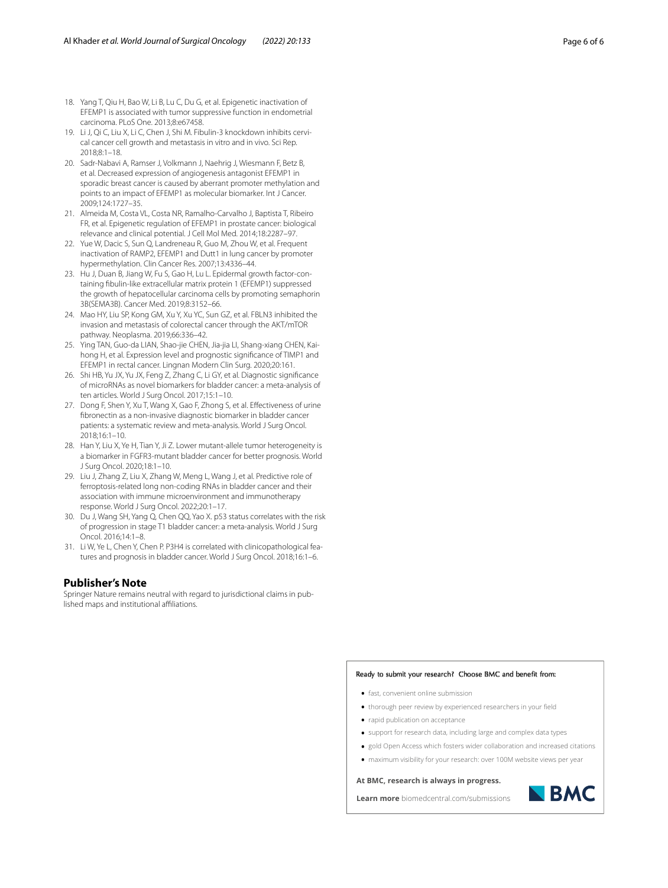18. Yang T, Qiu H, Bao W, Li B, Lu C, Du G, et al. Epigenetic inactivation of EFEMP1 is associated with tumor suppressive function in endometrial carcinoma. PLoS One. 2013;8:e67458.
19. Li J, Qi C, Liu X, Li C, Chen J, Shi M. Fibulin-3 knockdown inhibits cervical cancer cell growth and metastasis in vitro and in vivo. Sci Rep. 2018;8:1–18.
20. Sadr-Nabavi A, Ramser J, Volkmann J, Naehrig J, Wiesmann F, Betz B, et al. Decreased expression of angiogenesis antagonist EFEMP1 in sporadic breast cancer is caused by aberrant promoter methylation and points to an impact of EFEMP1 as molecular biomarker. Int J Cancer. 2009;124:1727–35.
21. Almeida M, Costa VL, Costa NR, Ramalho-Carvalho J, Baptista T, Ribeiro FR, et al. Epigenetic regulation of EFEMP1 in prostate cancer: biological relevance and clinical potential. J Cell Mol Med. 2014;18:2287–97.
22. Yue W, Dacic S, Sun Q, Landreneau R, Guo M, Zhou W, et al. Frequent inactivation of RAMP2, EFEMP1 and Dutt1 in lung cancer by promoter hypermethylation. Clin Cancer Res. 2007;13:4336–44.
23. Hu J, Duan B, Jiang W, Fu S, Gao H, Lu L. Epidermal growth factor-containing fibulin-like extracellular matrix protein 1 (EFEMP1) suppressed the growth of hepatocellular carcinoma cells by promoting semaphorin 3B(SEMA3B). Cancer Med. 2019;8:3152–66.
24. Mao HY, Liu SP, Kong GM, Xu Y, Xu YC, Sun GZ, et al. FBLN3 inhibited the invasion and metastasis of colorectal cancer through the AKT/mTOR pathway. Neoplasma. 2019;66:336–42.
25. Ying TAN, Guo-da LIAN, Shao-jie CHEN, Jia-jia LI, Shang-xiang CHEN, Kai-hong H, et al. Expression level and prognostic significance of TIMP1 and EFEMP1 in rectal cancer. Lingnan Modern Clin Surg. 2020;20:161.
26. Shi HB, Yu JX, Yu JX, Feng Z, Zhang C, Li GY, et al. Diagnostic significance of microRNAs as novel biomarkers for bladder cancer: a meta-analysis of ten articles. World J Surg Oncol. 2017;15:1–10.
27. Dong F, Shen Y, Xu T, Wang X, Gao F, Zhong S, et al. Effectiveness of urine fibronectin as a non-invasive diagnostic biomarker in bladder cancer patients: a systematic review and meta-analysis. World J Surg Oncol. 2018;16:1–10.
28. Han Y, Liu X, Ye H, Tian Y, Ji Z. Lower mutant-allele tumor heterogeneity is a biomarker in FGFR3-mutant bladder cancer for better prognosis. World J Surg Oncol. 2020;18:1–10.
29. Liu J, Zhang Z, Liu X, Zhang W, Meng L, Wang J, et al. Predictive role of ferroptosis-related long non-coding RNAs in bladder cancer and their association with immune microenvironment and immunotherapy response. World J Surg Oncol. 2022;20:1–17.
30. Du J, Wang SH, Yang Q, Chen QQ, Yao X. p53 status correlates with the risk of progression in stage T1 bladder cancer: a meta-analysis. World J Surg Oncol. 2016;14:1–8.
31. Li W, Ye L, Chen Y, Chen P. P3H4 is correlated with clinicopathological features and prognosis in bladder cancer. World J Surg Oncol. 2018;16:1–6.

## Publisher's Note

Springer Nature remains neutral with regard to jurisdictional claims in published maps and institutional affiliations.

Ready to submit your research? Choose BMC and benefit from:

- fast, convenient online submission
- thorough peer review by experienced researchers in your field
- rapid publication on acceptance
- support for research data, including large and complex data types
- gold Open Access which fosters wider collaboration and increased citations
- maximum visibility for your research: over 100M website views per year

**At BMC, research is always in progress.**

**Learn more** biomedcentral.com/submissions

BMC